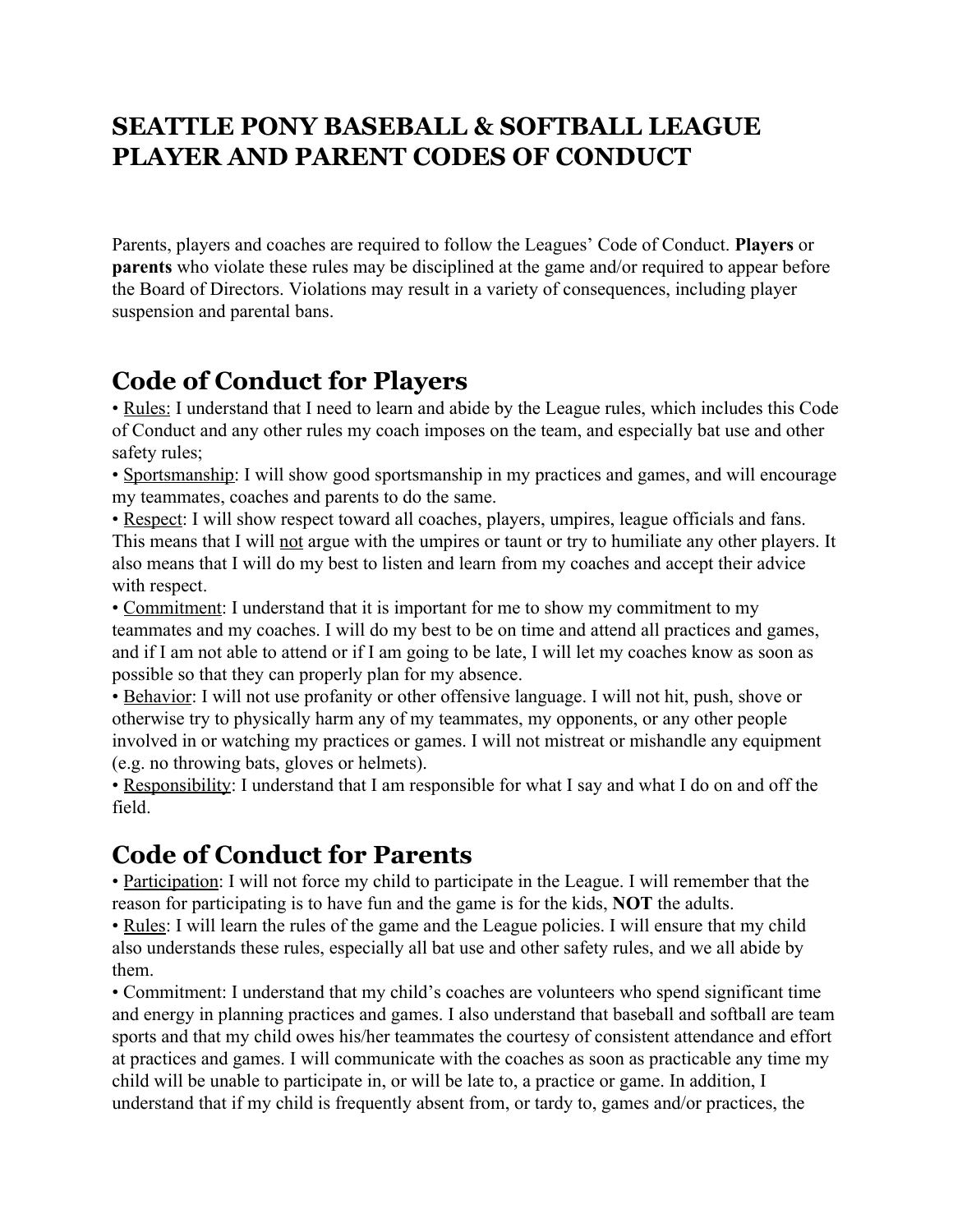# SEATTLE PONY BASEBALL & SOFTBALL LEAGUE PLAYER AND PARENT CODES OF CONDUCT

Parents, players and coaches are required to follow the Leagues' Code of Conduct. **Players** or **parents** who violate these rules may be disciplined at the game and/or required to appear before the Board of Directors. Violations may result in a variety of consequences, including player suspension and parental bans.

## Code of Conduct for Players

• <u>Rules:</u> I understand that I need to learn and abide by the League rules, which includes this Code of Conduct and any other rules my coach imposes on the team, and especially bat use and other safety rules;

• <u>Sportsmanship</u>: I will show good sportsmanship in my practices and games, and will encourage my teammates, coaches and parents to do the same.

• <u>Respect</u>: I will show respect toward all coaches, players, umpires, league officials and fans. This means that I will <u>not</u> argue with the umpires or taunt or try to humiliate any other players. It also means that I will do my best to listen and learn from my coaches and accept their advice with respect.

• <u>Commitment</u>: I understand that it is important for me to show my commitment to my teammates and my coaches. I will do my best to be on time and attend all practices and games, and if I am not able to attend or if I am going to be late, I will let my coaches know as soon as possible so that they can properly plan for my absence.

• <u>Behavior</u>: I will not use profanity or other offensive language. I will not hit, push, shove or otherwise try to physically harm any of my teammates, my opponents, or any other people involved in or watching my practices or games. I will not mistreat or mishandle any equipment (e.g. no throwing bats, gloves or helmets).

• <u>Responsibility</u>: I understand that I am responsible for what I say and what I do on and off the field.

## Code of Conduct for Parents

• <u>Participation</u>: I will not force my child to participate in the League. I will remember that the reason for participating is to have fun and the game is for the kids, **NOT** the adults.

• <u>Rules</u>: I will learn the rules of the game and the League policies. I will ensure that my child also understands these rules, especially all bat use and other safety rules, and we all abide by them.

• Commitment: I understand that my child's coaches are volunteers who spend significant time and energy in planning practices and games. I also understand that baseball and softball are team sports and that my child owes his/her teammates the courtesy of consistent attendance and effort at practices and games. I will communicate with the coaches as soon as practicable any time my child will be unable to participate in, or will be late to, a practice or game. In addition, I understand that if my child is frequently absent from, or tardy to, games and/or practices, the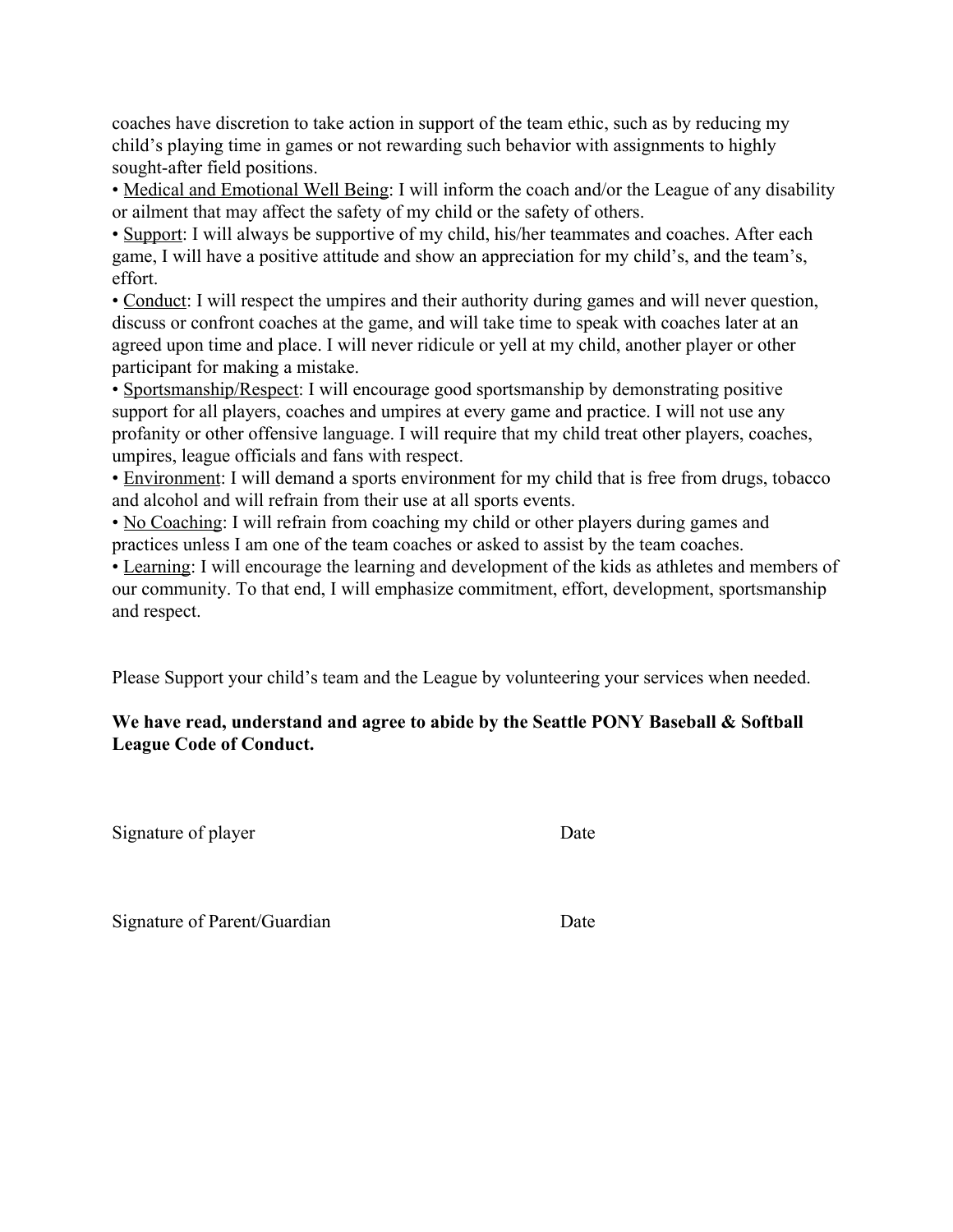coaches have discretion to take action in support of the team ethic, such as by reducing my child's playing time in games or not rewarding such behavior with assignments to highly sought-after field positions.

- Medical and Emotional Well Being: I will inform the coach and/or the League of any disability or ailment that may affect the safety of my child or the safety of others.
- Support: I will always be supportive of my child, his/her teammates and coaches. After each game, I will have a positive attitude and show an appreciation for my child's, and the team's, effort.
- Conduct: I will respect the umpires and their authority during games and will never question, discuss or confront coaches at the game, and will take time to speak with coaches later at an agreed upon time and place. I will never ridicule or yell at my child, another player or other participant for making a mistake.
- Sportsmanship/Respect: I will encourage good sportsmanship by demonstrating positive support for all players, coaches and umpires at every game and practice. I will not use any profanity or other offensive language. I will require that my child treat other players, coaches, umpires, league officials and fans with respect.
- Environment: I will demand a sports environment for my child that is free from drugs, tobacco and alcohol and will refrain from their use at all sports events.
- No Coaching: I will refrain from coaching my child or other players during games and practices unless I am one of the team coaches or asked to assist by the team coaches.
- Learning: I will encourage the learning and development of the kids as athletes and members of our community. To that end, I will emphasize commitment, effort, development, sportsmanship and respect.

Please Support your child's team and the League by volunteering your services when needed.

**We have read, understand and agree to abide by the Seattle PONY Baseball & Softball League Code of Conduct.**

Signature of player Date

Signature of Parent/Guardian Date